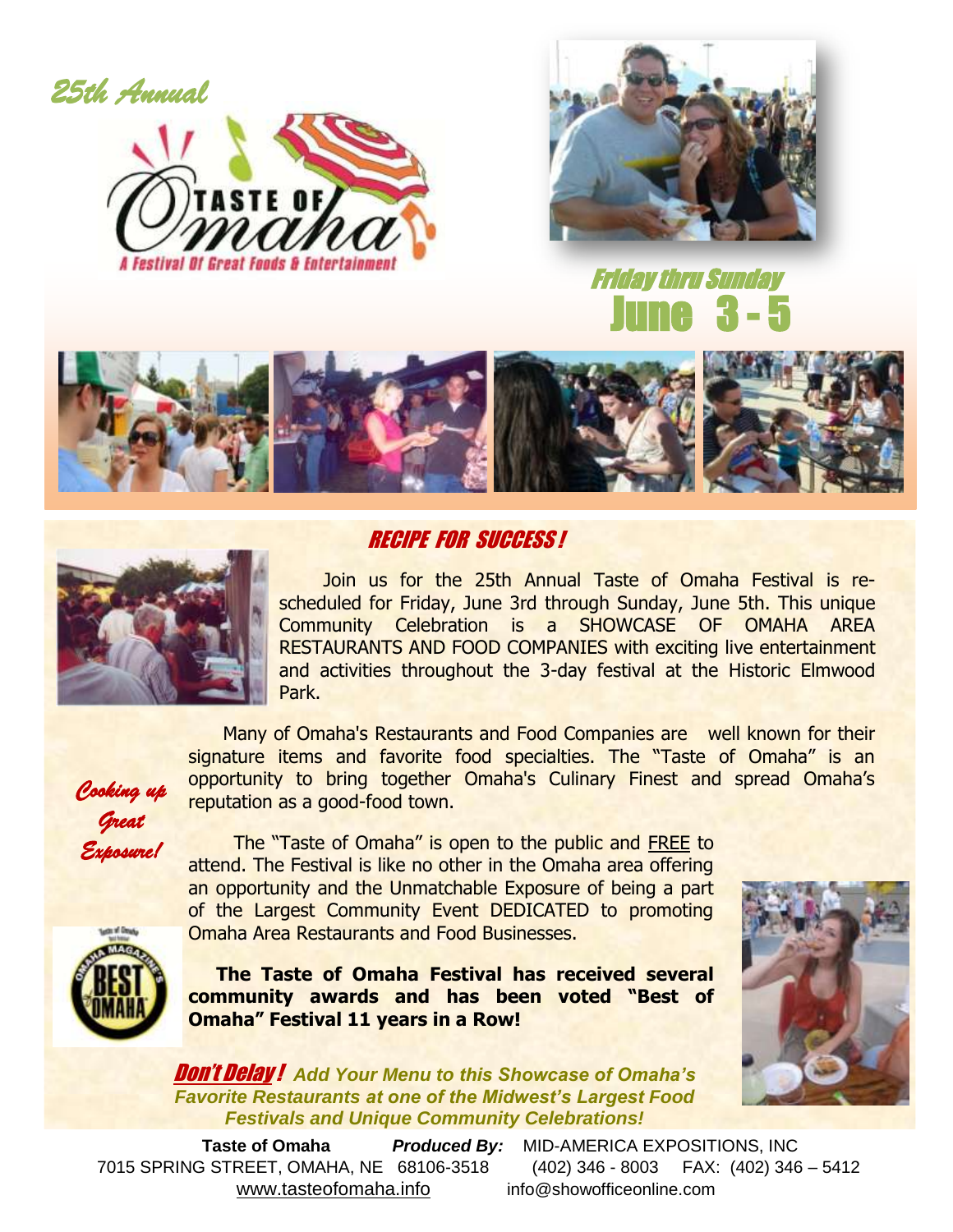*25th Annual*

# TASTE OF OMAHA

*A Festival Of Great Foods & Entertainment*

*Friday thru Sunday*

## June 3 - 5

## *RECIPE FOR SUCCESS!*

Join us for the 25th Annual Taste of Omaha Festival is re-scheduled for Friday, June 3rd through Sunday, June 5th. This unique Community Celebration is a SHOWCASE OF OMAHA AREA RESTAURANTS AND FOOD COMPANIES with exciting live entertainment and activities throughout the 3-day festival at the Historic Elmwood Park.

*Cooking up Great Exposure!*

Many of Omaha's Restaurants and Food Companies are well known for their signature items and favorite food specialties. The "Taste of Omaha" is an opportunity to bring together Omaha's Culinary Finest and spread Omaha's reputation as a good-food town.

The "Taste of Omaha" is open to the public and FREE to attend. The Festival is like no other in the Omaha area offering an opportunity and the Unmatchable Exposure of being a part of the Largest Community Event DEDICATED to promoting Omaha Area Restaurants and Food Businesses.

**The Taste of Omaha Festival has received several community awards and has been voted "Best of Omaha" Festival 11 years in a Row!**

***Don't Delay!*** ***Add Your Menu to this Showcase of Omaha's Favorite Restaurants at one of the Midwest's Largest Food Festivals and Unique Community Celebrations!***

**Taste of Omaha** ***Produced By:*** MID-AMERICA EXPOSITIONS, INC
7015 SPRING STREET, OMAHA, NE 68106-3518 (402) 346 - 8003 FAX: (402) 346 – 5412
www.tasteofomaha.info info@showofficeonline.com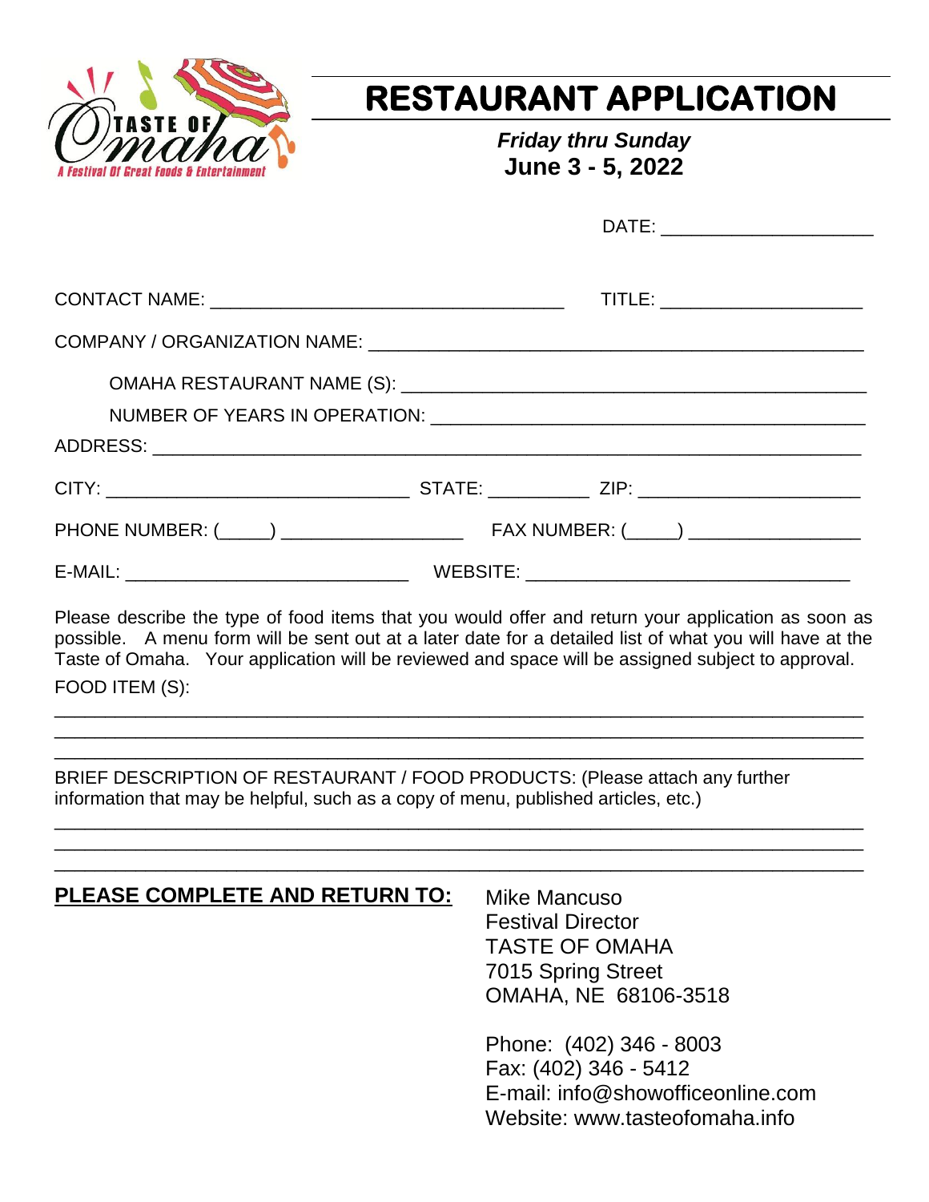TASTE OF Omaha
A Festival Of Great Foods & Entertainment

# RESTAURANT APPLICATION

***Friday thru Sunday***
**June 3 - 5, 2022**

DATE: ____________________

CONTACT NAME: __________________________________ TITLE: ___________________

COMPANY / ORGANIZATION NAME: ________________________________________________

OMAHA RESTAURANT NAME (S): ____________________________________________

NUMBER OF YEARS IN OPERATION: _________________________________________

ADDRESS: _____________________________________________________________________

CITY: _____________________________ STATE: _________ ZIP: _____________________

PHONE NUMBER: (_____) _________________ FAX NUMBER: (_____) ________________

E-MAIL: ___________________________ WEBSITE: _______________________________

Please describe the type of food items that you would offer and return your application as soon as possible. A menu form will be sent out at a later date for a detailed list of what you will have at the Taste of Omaha. Your application will be reviewed and space will be assigned subject to approval.

FOOD ITEM (S):

_____________________________________________________________________________
_____________________________________________________________________________
_____________________________________________________________________________

BRIEF DESCRIPTION OF RESTAURANT / FOOD PRODUCTS: (Please attach any further information that may be helpful, such as a copy of menu, published articles, etc.)

_____________________________________________________________________________
_____________________________________________________________________________
_____________________________________________________________________________

**PLEASE COMPLETE AND RETURN TO:**

Mike Mancuso
Festival Director
TASTE OF OMAHA
7015 Spring Street
OMAHA, NE 68106-3518

Phone: (402) 346 - 8003
Fax: (402) 346 - 5412
E-mail: info@showofficeonline.com
Website: www.tasteofomaha.info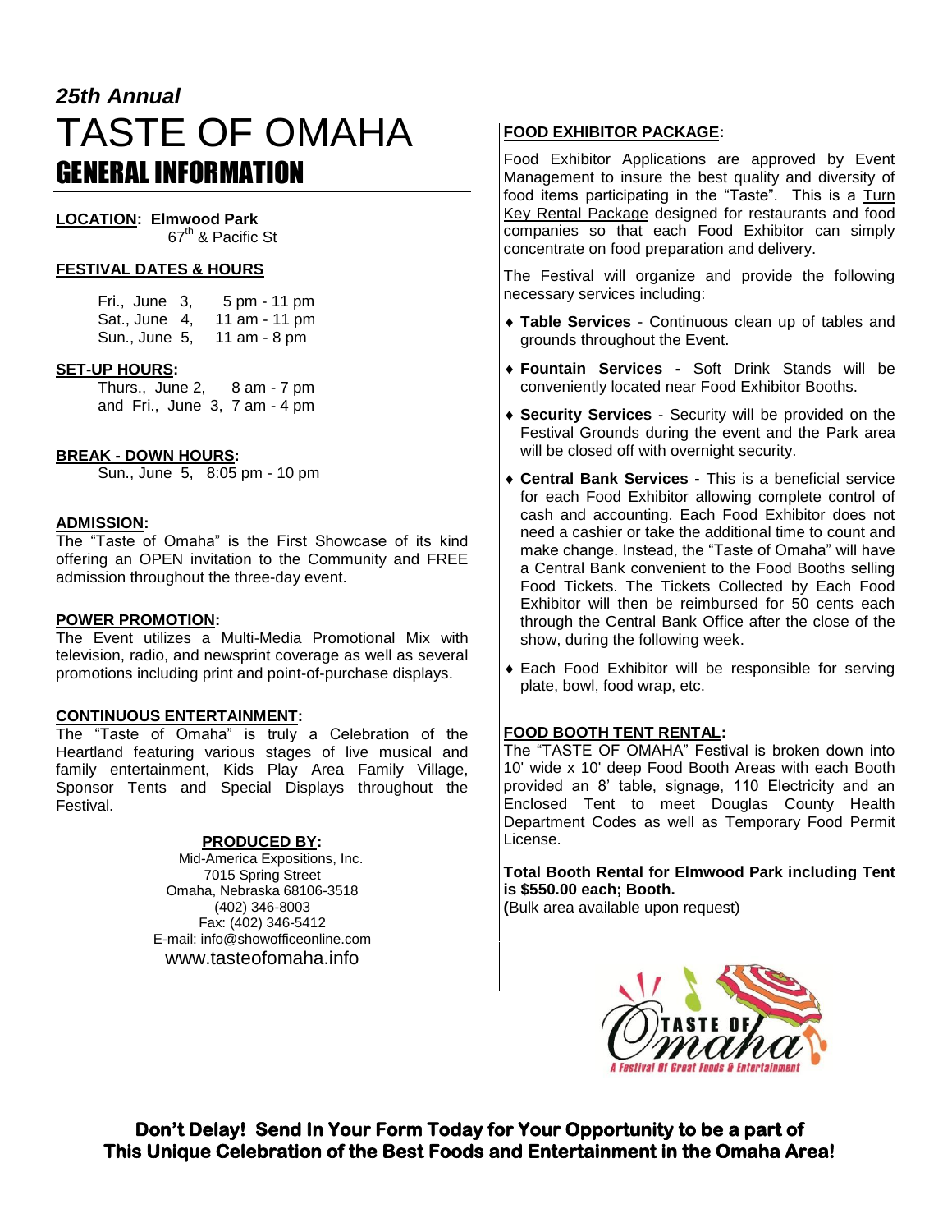*25th Annual*

# TASTE OF OMAHA

## GENERAL INFORMATION

**LOCATION: Elmwood Park**
67th & Pacific St

**FESTIVAL DATES & HOURS**

Fri., June 3, 5 pm - 11 pm
Sat., June 4, 11 am - 11 pm
Sun., June 5, 11 am - 8 pm

**SET-UP HOURS:**
Thurs., June 2, 8 am - 7 pm
and Fri., June 3, 7 am - 4 pm

**BREAK - DOWN HOURS:**
Sun., June 5, 8:05 pm - 10 pm

**ADMISSION:**
The "Taste of Omaha" is the First Showcase of its kind offering an OPEN invitation to the Community and FREE admission throughout the three-day event.

**POWER PROMOTION:**
The Event utilizes a Multi-Media Promotional Mix with television, radio, and newsprint coverage as well as several promotions including print and point-of-purchase displays.

**CONTINUOUS ENTERTAINMENT:**
The "Taste of Omaha" is truly a Celebration of the Heartland featuring various stages of live musical and family entertainment, Kids Play Area Family Village, Sponsor Tents and Special Displays throughout the Festival.

**PRODUCED BY:**
Mid-America Expositions, Inc.
7015 Spring Street
Omaha, Nebraska 68106-3518
(402) 346-8003
Fax: (402) 346-5412
E-mail: info@showofficeonline.com
www.tasteofomaha.info

**FOOD EXHIBITOR PACKAGE:**

Food Exhibitor Applications are approved by Event Management to insure the best quality and diversity of food items participating in the "Taste". This is a Turn Key Rental Package designed for restaurants and food companies so that each Food Exhibitor can simply concentrate on food preparation and delivery.

The Festival will organize and provide the following necessary services including:

- **Table Services** - Continuous clean up of tables and grounds throughout the Event.
- **Fountain Services -** Soft Drink Stands will be conveniently located near Food Exhibitor Booths.
- **Security Services** - Security will be provided on the Festival Grounds during the event and the Park area will be closed off with overnight security.
- **Central Bank Services -** This is a beneficial service for each Food Exhibitor allowing complete control of cash and accounting. Each Food Exhibitor does not need a cashier or take the additional time to count and make change. Instead, the "Taste of Omaha" will have a Central Bank convenient to the Food Booths selling Food Tickets. The Tickets Collected by Each Food Exhibitor will then be reimbursed for 50 cents each through the Central Bank Office after the close of the show, during the following week.
- Each Food Exhibitor will be responsible for serving plate, bowl, food wrap, etc.

**FOOD BOOTH TENT RENTAL:**
The "TASTE OF OMAHA" Festival is broken down into 10' wide x 10' deep Food Booth Areas with each Booth provided an 8' table, signage, 110 Electricity and an Enclosed Tent to meet Douglas County Health Department Codes as well as Temporary Food Permit License.

**Total Booth Rental for Elmwood Park including Tent is $550.00 each; Booth.**
(Bulk area available upon request)

TASTE OF Omaha
A Festival Of Great Foods & Entertainment

**Don't Delay! Send In Your Form Today for Your Opportunity to be a part of This Unique Celebration of the Best Foods and Entertainment in the Omaha Area!**